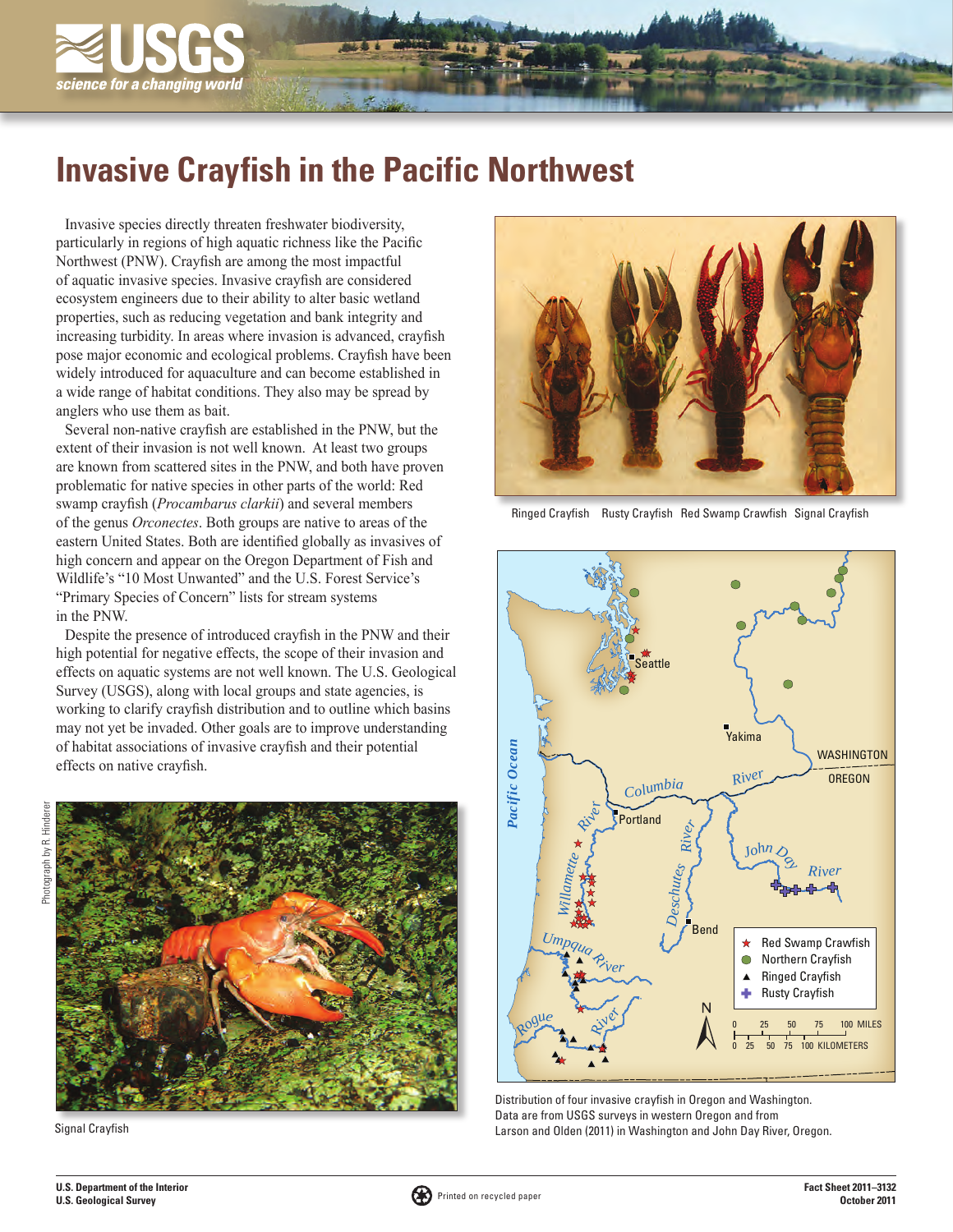# Invasive Crayfish in the Pacific Northwest

Invasive species directly threaten freshwater biodiversity, particularly in regions of high aquatic richness like the Pacific Northwest (PNW). Crayfish are among the most impactful of aquatic invasive species. Invasive crayfish are considered ecosystem engineers due to their ability to alter basic wetland properties, such as reducing vegetation and bank integrity and increasing turbidity. In areas where invasion is advanced, crayfish pose major economic and ecological problems. Crayfish have been widely introduced for aquaculture and can become established in a wide range of habitat conditions. They also may be spread by anglers who use them as bait.

Several non-native crayfish are established in the PNW, but the extent of their invasion is not well known. At least two groups are known from scattered sites in the PNW, and both have proven problematic for native species in other parts of the world: Red swamp crayfish (*Procambarus clarkii*) and several members of the genus *Orconectes*. Both groups are native to areas of the eastern United States. Both are identified globally as invasives of high concern and appear on the Oregon Department of Fish and Wildlife's "10 Most Unwanted" and the U.S. Forest Service's "Primary Species of Concern" lists for stream systems in the PNW.

Despite the presence of introduced crayfish in the PNW and their high potential for negative effects, the scope of their invasion and effects on aquatic systems are not well known. The U.S. Geological Survey (USGS), along with local groups and state agencies, is working to clarify crayfish distribution and to outline which basins may not yet be invaded. Other goals are to improve understanding of habitat associations of invasive crayfish and their potential effects on native crayfish.

Ringed Crayfish Rusty Crayfish Red Swamp Crawfish Signal Crayfish

Photograph by R. Hinderer

Signal Crayfish

Distribution of four invasive crayfish in Oregon and Washington. Data are from USGS surveys in western Oregon and from Larson and Olden (2011) in Washington and John Day River, Oregon.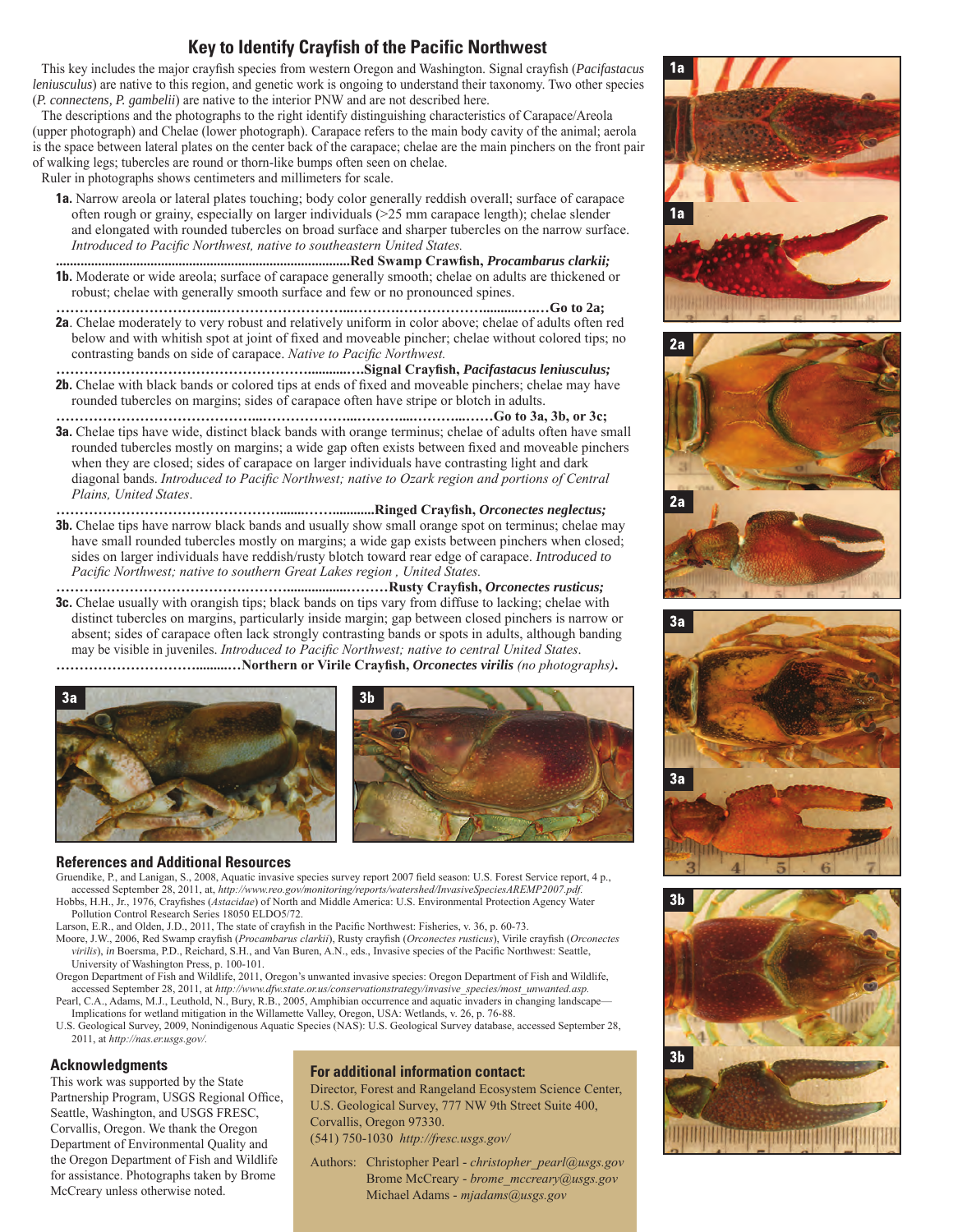# Key to Identify Crayfish of the Pacific Northwest

This key includes the major crayfish species from western Oregon and Washington. Signal crayfish (*Pacifastacus leniusculus*) are native to this region, and genetic work is ongoing to understand their taxonomy. Two other species (*P. connectens, P. gambelii*) are native to the interior PNW and are not described here.

The descriptions and the photographs to the right identify distinguishing characteristics of Carapace/Areola (upper photograph) and Chelae (lower photograph). Carapace refers to the main body cavity of the animal; aerola is the space between lateral plates on the center back of the carapace; chelae are the main pinchers on the front pair of walking legs; tubercles are round or thorn-like bumps often seen on chelae.

Ruler in photographs shows centimeters and millimeters for scale.

**1a.** Narrow areola or lateral plates touching; body color generally reddish overall; surface of carapace often rough or grainy, especially on larger individuals (>25 mm carapace length); chelae slender and elongated with rounded tubercles on broad surface and sharper tubercles on the narrow surface. *Introduced to Pacific Northwest, native to southeastern United States.*

**..................................................................................Red Swamp Crawfish, *Procambarus clarkii;***

**1b.** Moderate or wide areola; surface of carapace generally smooth; chelae on adults are thickened or robust; chelae with generally smooth surface and few or no pronounced spines.

**……………………………..………………………...…………………………..........……Go to 2a;**

**2a**. Chelae moderately to very robust and relatively uniform in color above; chelae of adults often red below and with whitish spot at joint of fixed and moveable pincher; chelae without colored tips; no contrasting bands on side of carapace. *Native to Pacific Northwest.*

**………………………………………………….............….Signal Crayfish, *Pacifastacus leniusculus;***

**2b.** Chelae with black bands or colored tips at ends of fixed and moveable pinchers; chelae may have rounded tubercles on margins; sides of carapace often have stripe or blotch in adults.

**…………………………………...………………...……….....………...………Go to 3a, 3b, or 3c;**

**3a.** Chelae tips have wide, distinct black bands with orange terminus; chelae of adults often have small rounded tubercles mostly on margins; a wide gap often exists between fixed and moveable pinchers when they are closed; sides of carapace on larger individuals have contrasting light and dark diagonal bands. *Introduced to Pacific Northwest; native to Ozark region and portions of Central Plains, United States.*

**…………………………………………….......……............Ringed Crayfish, *Orconectes neglectus;***

**3b.** Chelae tips have narrow black bands and usually show small orange spot on terminus; chelae may have small rounded tubercles mostly on margins; a wide gap exists between pinchers when closed; sides on larger individuals have reddish/rusty blotch toward rear edge of carapace. *Introduced to Pacific Northwest; native to southern Great Lakes region , United States.*

**……….…………………………….………................………Rusty Crayfish, *Orconectes rusticus;***

**3c.** Chelae usually with orangish tips; black bands on tips vary from diffuse to lacking; chelae with distinct tubercles on margins, particularly inside margin; gap between closed pinchers is narrow or absent; sides of carapace often lack strongly contrasting bands or spots in adults, although banding may be visible in juveniles. *Introduced to Pacific Northwest; native to central United States.*

**…………………………..........…Northern or Virile Crayfish, *Orconectes virilis* (*no photographs*).**

3a

3b

1a

1a

2a

2a

3a

3a

3b

3b

## References and Additional Resources

Gruendike, P., and Lanigan, S., 2008, Aquatic invasive species survey report 2007 field season: U.S. Forest Service report, 4 p., accessed September 28, 2011, at, *http://www.reo.gov/monitoring/reports/watershed/InvasiveSpeciesAREMP2007.pdf.*

Hobbs, H.H., Jr., 1976, Crayfishes (*Astacidae*) of North and Middle America: U.S. Environmental Protection Agency Water Pollution Control Research Series 18050 ELDO5/72.

Larson, E.R., and Olden, J.D., 2011, The state of crayfish in the Pacific Northwest: Fisheries, v. 36, p. 60-73.

Moore, J.W., 2006, Red Swamp crayfish (*Procambarus clarkii*), Rusty crayfish (*Orconectes rusticus*), Virile crayfish (*Orconectes virilis*), *in* Boersma, P.D., Reichard, S.H., and Van Buren, A.N., eds., Invasive species of the Pacific Northwest: Seattle, University of Washington Press, p. 100-101.

Oregon Department of Fish and Wildlife, 2011, Oregon's unwanted invasive species: Oregon Department of Fish and Wildlife, accessed September 28, 2011, at *http://www.dfw.state.or.us/conservationstrategy/invasive_species/most_unwanted.asp.*

Pearl, C.A., Adams, M.J., Leuthold, N., Bury, R.B., 2005, Amphibian occurrence and aquatic invaders in changing landscape—Implications for wetland mitigation in the Willamette Valley, Oregon, USA: Wetlands, v. 26, p. 76-88.

U.S. Geological Survey, 2009, Nonindigenous Aquatic Species (NAS): U.S. Geological Survey database, accessed September 28, 2011, at *http://nas.er.usgs.gov/.*

## Acknowledgments

This work was supported by the State Partnership Program, USGS Regional Office, Seattle, Washington, and USGS FRESC, Corvallis, Oregon. We thank the Oregon Department of Environmental Quality and the Oregon Department of Fish and Wildlife for assistance. Photographs taken by Brome McCreary unless otherwise noted.

## For additional information contact:

Director, Forest and Rangeland Ecosystem Science Center,
U.S. Geological Survey, 777 NW 9th Street Suite 400,
Corvallis, Oregon 97330.
(541) 750-1030 *http://fresc.usgs.gov/*

Authors: Christopher Pearl - *christopher_pearl@usgs.gov*
Brome McCreary - *brome_mccreary@usgs.gov*
Michael Adams - *mjadams@usgs.gov*